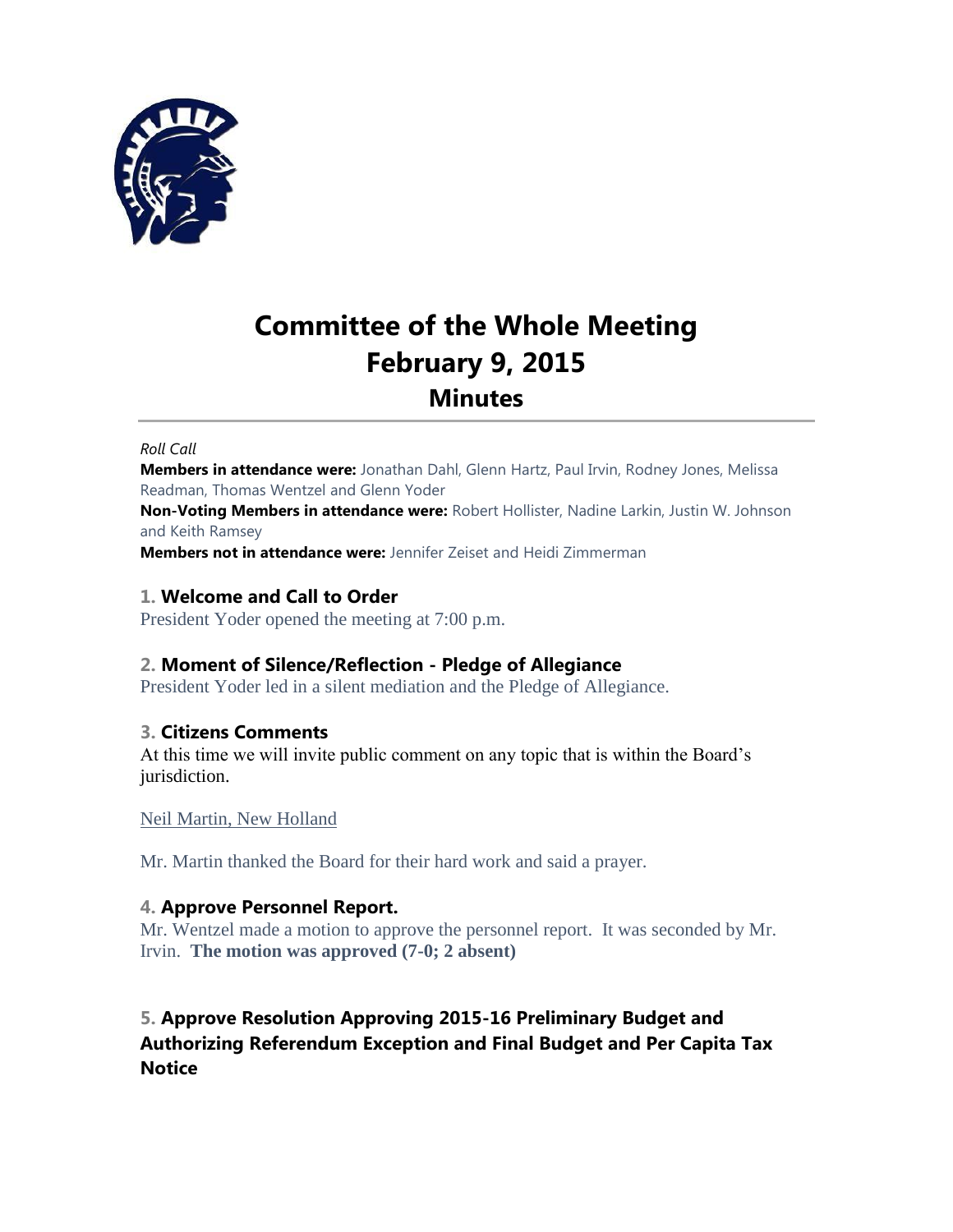# Committee of the Whole Meeting
# February 9, 2015
## Minutes

*Roll Call*

**Members in attendance were:** Jonathan Dahl, Glenn Hartz, Paul Irvin, Rodney Jones, Melissa Readman, Thomas Wentzel and Glenn Yoder

**Non-Voting Members in attendance were:** Robert Hollister, Nadine Larkin, Justin W. Johnson and Keith Ramsey

**Members not in attendance were:** Jennifer Zeiset and Heidi Zimmerman

### 1. Welcome and Call to Order

President Yoder opened the meeting at 7:00 p.m.

### 2. Moment of Silence/Reflection - Pledge of Allegiance

President Yoder led in a silent mediation and the Pledge of Allegiance.

### 3. Citizens Comments

At this time we will invite public comment on any topic that is within the Board's jurisdiction.

Neil Martin, New Holland

Mr. Martin thanked the Board for their hard work and said a prayer.

### 4. Approve Personnel Report.

Mr. Wentzel made a motion to approve the personnel report. It was seconded by Mr. Irvin. **The motion was approved (7-0; 2 absent)**

### 5. Approve Resolution Approving 2015-16 Preliminary Budget and Authorizing Referendum Exception and Final Budget and Per Capita Tax Notice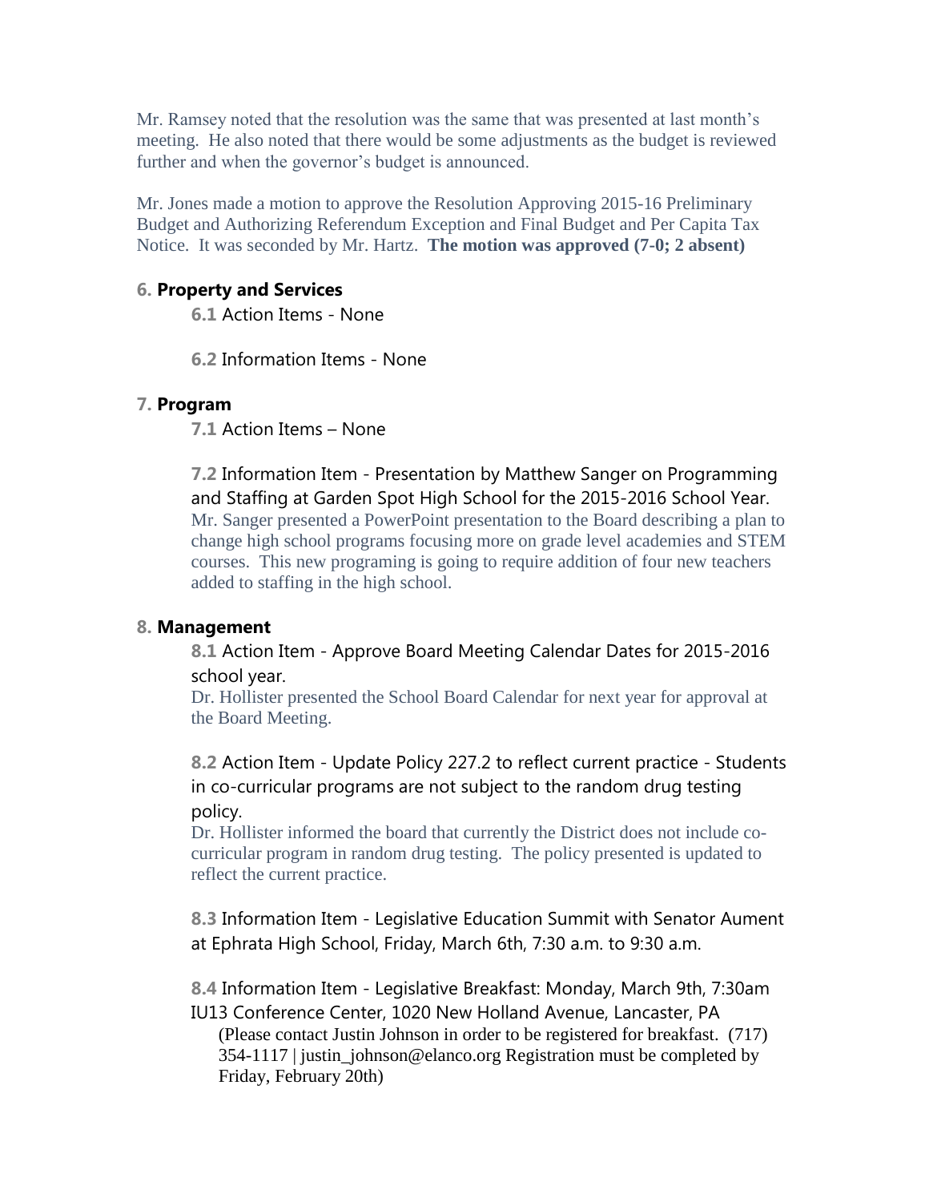Mr. Ramsey noted that the resolution was the same that was presented at last month's meeting. He also noted that there would be some adjustments as the budget is reviewed further and when the governor's budget is announced.

Mr. Jones made a motion to approve the Resolution Approving 2015-16 Preliminary Budget and Authorizing Referendum Exception and Final Budget and Per Capita Tax Notice. It was seconded by Mr. Hartz. **The motion was approved (7-0; 2 absent)**

### 6. Property and Services

**6.1** Action Items - None

**6.2** Information Items - None

### 7. Program

**7.1** Action Items – None

**7.2** Information Item - Presentation by Matthew Sanger on Programming and Staffing at Garden Spot High School for the 2015-2016 School Year.
Mr. Sanger presented a PowerPoint presentation to the Board describing a plan to change high school programs focusing more on grade level academies and STEM courses. This new programing is going to require addition of four new teachers added to staffing in the high school.

### 8. Management

**8.1** Action Item - Approve Board Meeting Calendar Dates for 2015-2016 school year.
Dr. Hollister presented the School Board Calendar for next year for approval at the Board Meeting.

**8.2** Action Item - Update Policy 227.2 to reflect current practice - Students in co-curricular programs are not subject to the random drug testing policy.
Dr. Hollister informed the board that currently the District does not include co-curricular program in random drug testing. The policy presented is updated to reflect the current practice.

**8.3** Information Item - Legislative Education Summit with Senator Aument at Ephrata High School, Friday, March 6th, 7:30 a.m. to 9:30 a.m.

**8.4** Information Item - Legislative Breakfast: Monday, March 9th, 7:30am IU13 Conference Center, 1020 New Holland Avenue, Lancaster, PA
(Please contact Justin Johnson in order to be registered for breakfast. (717) 354-1117 | justin_johnson@elanco.org Registration must be completed by Friday, February 20th)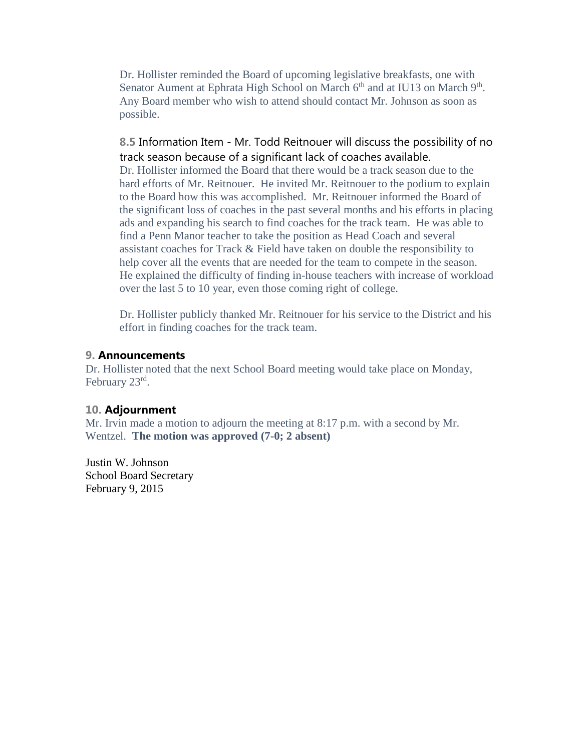Dr. Hollister reminded the Board of upcoming legislative breakfasts, one with Senator Aument at Ephrata High School on March 6th and at IU13 on March 9th. Any Board member who wish to attend should contact Mr. Johnson as soon as possible.

**8.5** Information Item - Mr. Todd Reitnouer will discuss the possibility of no track season because of a significant lack of coaches available.

Dr. Hollister informed the Board that there would be a track season due to the hard efforts of Mr. Reitnouer. He invited Mr. Reitnouer to the podium to explain to the Board how this was accomplished. Mr. Reitnouer informed the Board of the significant loss of coaches in the past several months and his efforts in placing ads and expanding his search to find coaches for the track team. He was able to find a Penn Manor teacher to take the position as Head Coach and several assistant coaches for Track & Field have taken on double the responsibility to help cover all the events that are needed for the team to compete in the season. He explained the difficulty of finding in-house teachers with increase of workload over the last 5 to 10 year, even those coming right of college.

Dr. Hollister publicly thanked Mr. Reitnouer for his service to the District and his effort in finding coaches for the track team.

## 9. Announcements

Dr. Hollister noted that the next School Board meeting would take place on Monday, February 23rd.

## 10. Adjournment

Mr. Irvin made a motion to adjourn the meeting at 8:17 p.m. with a second by Mr. Wentzel. **The motion was approved (7-0; 2 absent)**

Justin W. Johnson
School Board Secretary
February 9, 2015